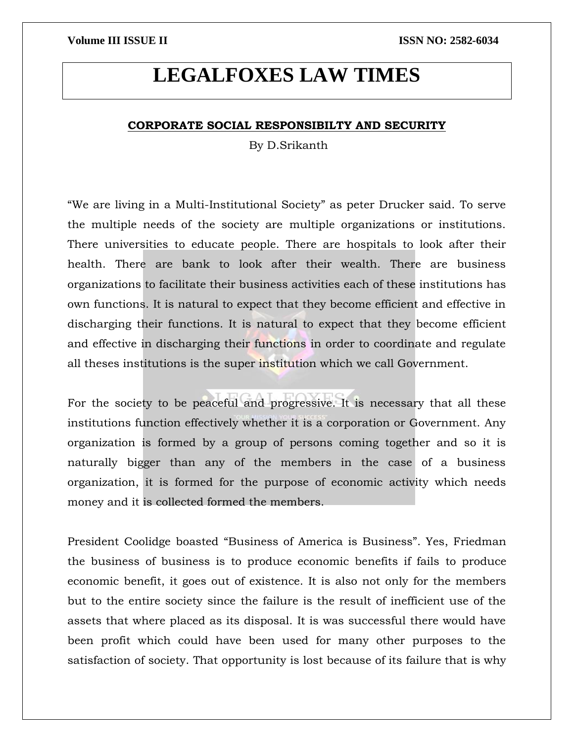# LEGALFOXES LAW TIMES

## CORPORATE SOCIAL RESPONSIBILTY AND SECURITY

By D.Srikanth

“We are living in a Multi-Institutional Society” as peter Drucker said. To serve the multiple needs of the society are multiple organizations or institutions. There universities to educate people. There are hospitals to look after their health. There are bank to look after their wealth. There are business organizations to facilitate their business activities each of these institutions has own functions. It is natural to expect that they become efficient and effective in discharging their functions. It is natural to expect that they become efficient and effective in discharging their functions in order to coordinate and regulate all theses institutions is the super institution which we call Government.

For the society to be peaceful and progressive. It is necessary that all these institutions function effectively whether it is a corporation or Government. Any organization is formed by a group of persons coming together and so it is naturally bigger than any of the members in the case of a business organization, it is formed for the purpose of economic activity which needs money and it is collected formed the members.

President Coolidge boasted “Business of America is Business”. Yes, Friedman the business of business is to produce economic benefits if fails to produce economic benefit, it goes out of existence. It is also not only for the members but to the entire society since the failure is the result of inefficient use of the assets that where placed as its disposal. It is was successful there would have been profit which could have been used for many other purposes to the satisfaction of society. That opportunity is lost because of its failure that is why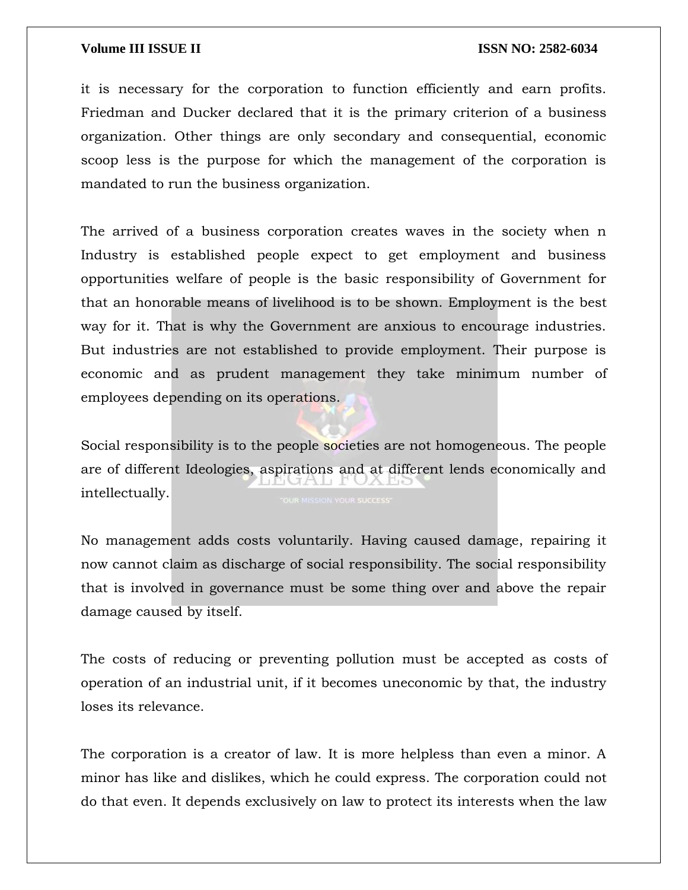it is necessary for the corporation to function efficiently and earn profits. Friedman and Ducker declared that it is the primary criterion of a business organization. Other things are only secondary and consequential, economic scoop less is the purpose for which the management of the corporation is mandated to run the business organization.

The arrived of a business corporation creates waves in the society when n Industry is established people expect to get employment and business opportunities welfare of people is the basic responsibility of Government for that an honorable means of livelihood is to be shown. Employment is the best way for it. That is why the Government are anxious to encourage industries. But industries are not established to provide employment. Their purpose is economic and as prudent management they take minimum number of employees depending on its operations.

Social responsibility is to the people societies are not homogeneous. The people are of different Ideologies, aspirations and at different lends economically and intellectually.

No management adds costs voluntarily. Having caused damage, repairing it now cannot claim as discharge of social responsibility. The social responsibility that is involved in governance must be some thing over and above the repair damage caused by itself.

The costs of reducing or preventing pollution must be accepted as costs of operation of an industrial unit, if it becomes uneconomic by that, the industry loses its relevance.

The corporation is a creator of law. It is more helpless than even a minor. A minor has like and dislikes, which he could express. The corporation could not do that even. It depends exclusively on law to protect its interests when the law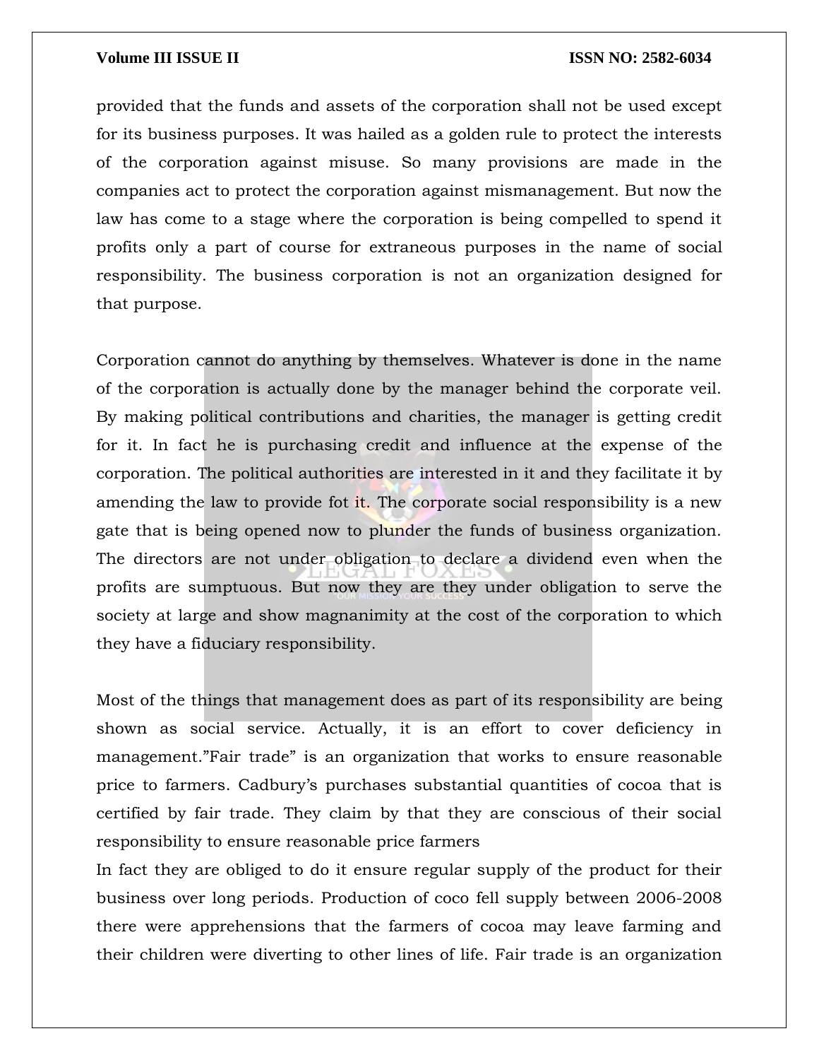provided that the funds and assets of the corporation shall not be used except for its business purposes. It was hailed as a golden rule to protect the interests of the corporation against misuse. So many provisions are made in the companies act to protect the corporation against mismanagement. But now the law has come to a stage where the corporation is being compelled to spend it profits only a part of course for extraneous purposes in the name of social responsibility. The business corporation is not an organization designed for that purpose.

Corporation cannot do anything by themselves. Whatever is done in the name of the corporation is actually done by the manager behind the corporate veil. By making political contributions and charities, the manager is getting credit for it. In fact he is purchasing credit and influence at the expense of the corporation. The political authorities are interested in it and they facilitate it by amending the law to provide fot it. The corporate social responsibility is a new gate that is being opened now to plunder the funds of business organization. The directors are not under obligation to declare a dividend even when the profits are sumptuous. But now they are they under obligation to serve the society at large and show magnanimity at the cost of the corporation to which they have a fiduciary responsibility.

Most of the things that management does as part of its responsibility are being shown as social service. Actually, it is an effort to cover deficiency in management.”Fair trade” is an organization that works to ensure reasonable price to farmers. Cadbury’s purchases substantial quantities of cocoa that is certified by fair trade. They claim by that they are conscious of their social responsibility to ensure reasonable price farmers

In fact they are obliged to do it ensure regular supply of the product for their business over long periods. Production of coco fell supply between 2006-2008 there were apprehensions that the farmers of cocoa may leave farming and their children were diverting to other lines of life. Fair trade is an organization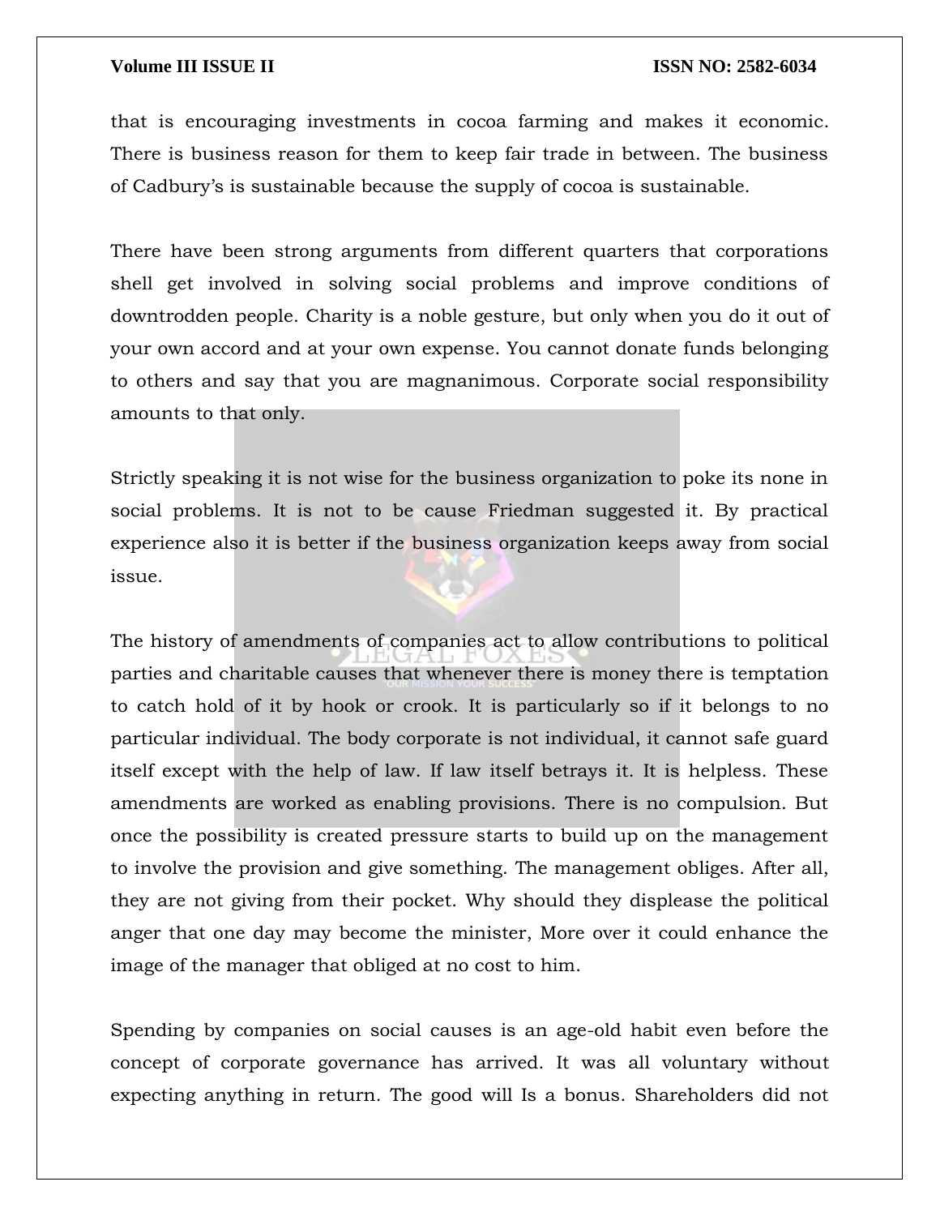that is encouraging investments in cocoa farming and makes it economic. There is business reason for them to keep fair trade in between. The business of Cadbury's is sustainable because the supply of cocoa is sustainable.

There have been strong arguments from different quarters that corporations shell get involved in solving social problems and improve conditions of downtrodden people. Charity is a noble gesture, but only when you do it out of your own accord and at your own expense. You cannot donate funds belonging to others and say that you are magnanimous. Corporate social responsibility amounts to that only.

Strictly speaking it is not wise for the business organization to poke its none in social problems. It is not to be cause Friedman suggested it. By practical experience also it is better if the business organization keeps away from social issue.

The history of amendments of companies act to allow contributions to political parties and charitable causes that whenever there is money there is temptation to catch hold of it by hook or crook. It is particularly so if it belongs to no particular individual. The body corporate is not individual, it cannot safe guard itself except with the help of law. If law itself betrays it. It is helpless. These amendments are worked as enabling provisions. There is no compulsion. But once the possibility is created pressure starts to build up on the management to involve the provision and give something. The management obliges. After all, they are not giving from their pocket. Why should they displease the political anger that one day may become the minister, More over it could enhance the image of the manager that obliged at no cost to him.

Spending by companies on social causes is an age-old habit even before the concept of corporate governance has arrived. It was all voluntary without expecting anything in return. The good will Is a bonus. Shareholders did not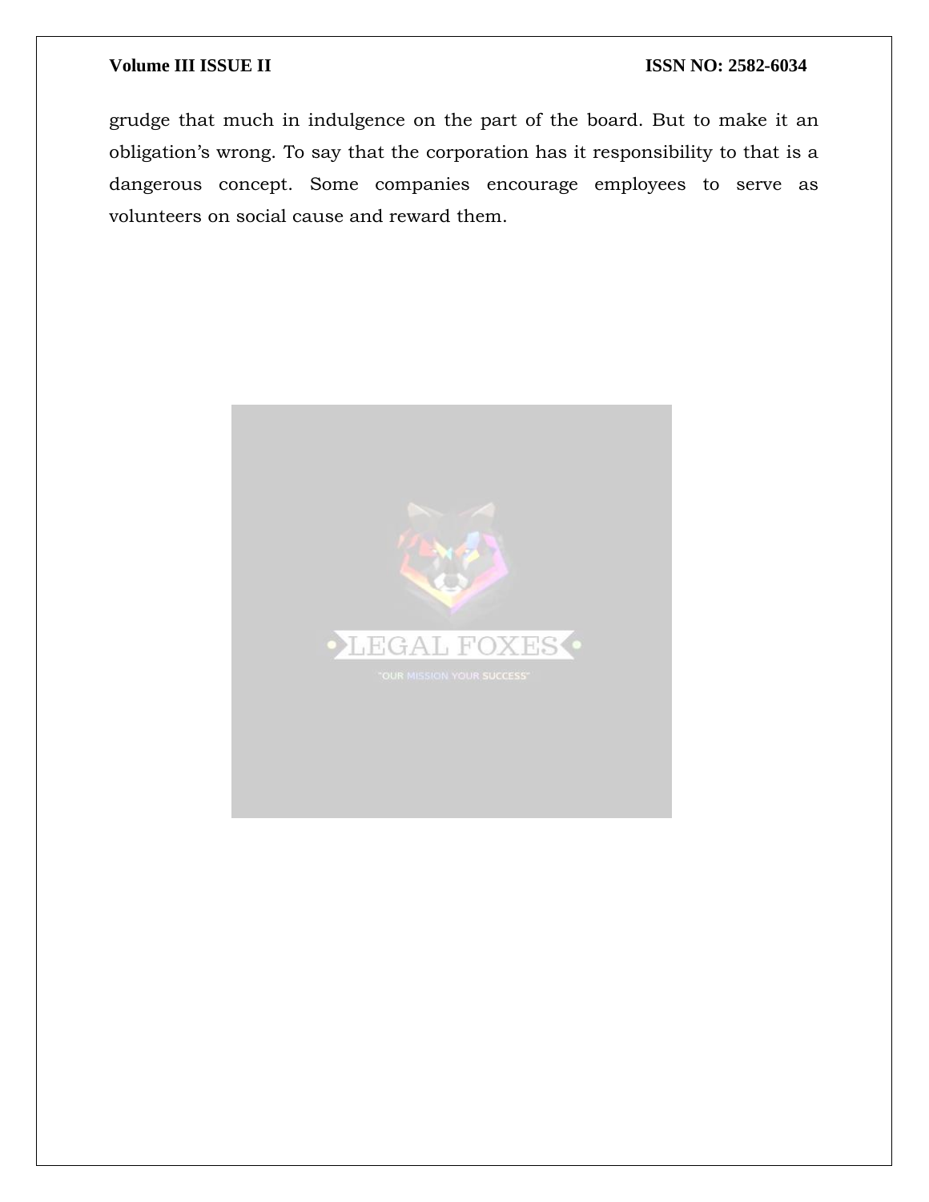grudge that much in indulgence on the part of the board. But to make it an obligation's wrong. To say that the corporation has it responsibility to that is a dangerous concept. Some companies encourage employees to serve as volunteers on social cause and reward them.